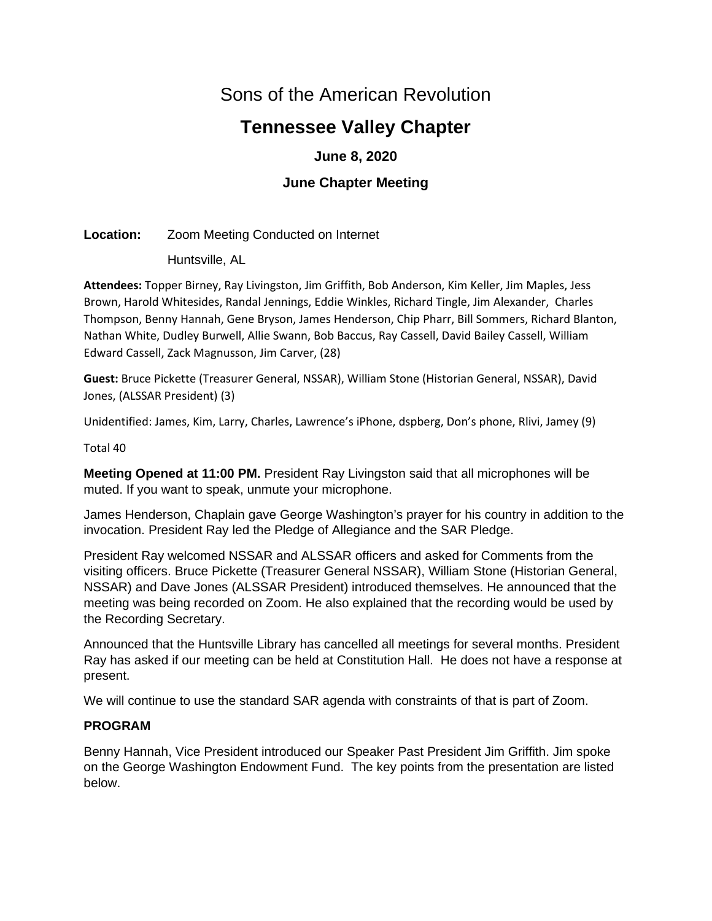# Sons of the American Revolution

## Tennessee Valley Chapter

### June 8, 2020

### June Chapter Meeting

**Location:** Zoom Meeting Conducted on Internet

Huntsville, AL

**Attendees:** Topper Birney, Ray Livingston, Jim Griffith, Bob Anderson, Kim Keller, Jim Maples, Jess Brown, Harold Whitesides, Randal Jennings, Eddie Winkles, Richard Tingle, Jim Alexander, Charles Thompson, Benny Hannah, Gene Bryson, James Henderson, Chip Pharr, Bill Sommers, Richard Blanton, Nathan White, Dudley Burwell, Allie Swann, Bob Baccus, Ray Cassell, David Bailey Cassell, William Edward Cassell, Zack Magnusson, Jim Carver, (28)

**Guest:** Bruce Pickette (Treasurer General, NSSAR), William Stone (Historian General, NSSAR), David Jones, (ALSSAR President) (3)

Unidentified: James, Kim, Larry, Charles, Lawrence's iPhone, dspberg, Don's phone, Rlivi, Jamey (9)

Total 40

**Meeting Opened at 11:00 PM.** President Ray Livingston said that all microphones will be muted. If you want to speak, unmute your microphone.

James Henderson, Chaplain gave George Washington's prayer for his country in addition to the invocation. President Ray led the Pledge of Allegiance and the SAR Pledge.

President Ray welcomed NSSAR and ALSSAR officers and asked for Comments from the visiting officers. Bruce Pickette (Treasurer General NSSAR), William Stone (Historian General, NSSAR) and Dave Jones (ALSSAR President) introduced themselves. He announced that the meeting was being recorded on Zoom. He also explained that the recording would be used by the Recording Secretary.

Announced that the Huntsville Library has cancelled all meetings for several months. President Ray has asked if our meeting can be held at Constitution Hall. He does not have a response at present.

We will continue to use the standard SAR agenda with constraints of that is part of Zoom.

**PROGRAM**

Benny Hannah, Vice President introduced our Speaker Past President Jim Griffith. Jim spoke on the George Washington Endowment Fund. The key points from the presentation are listed below.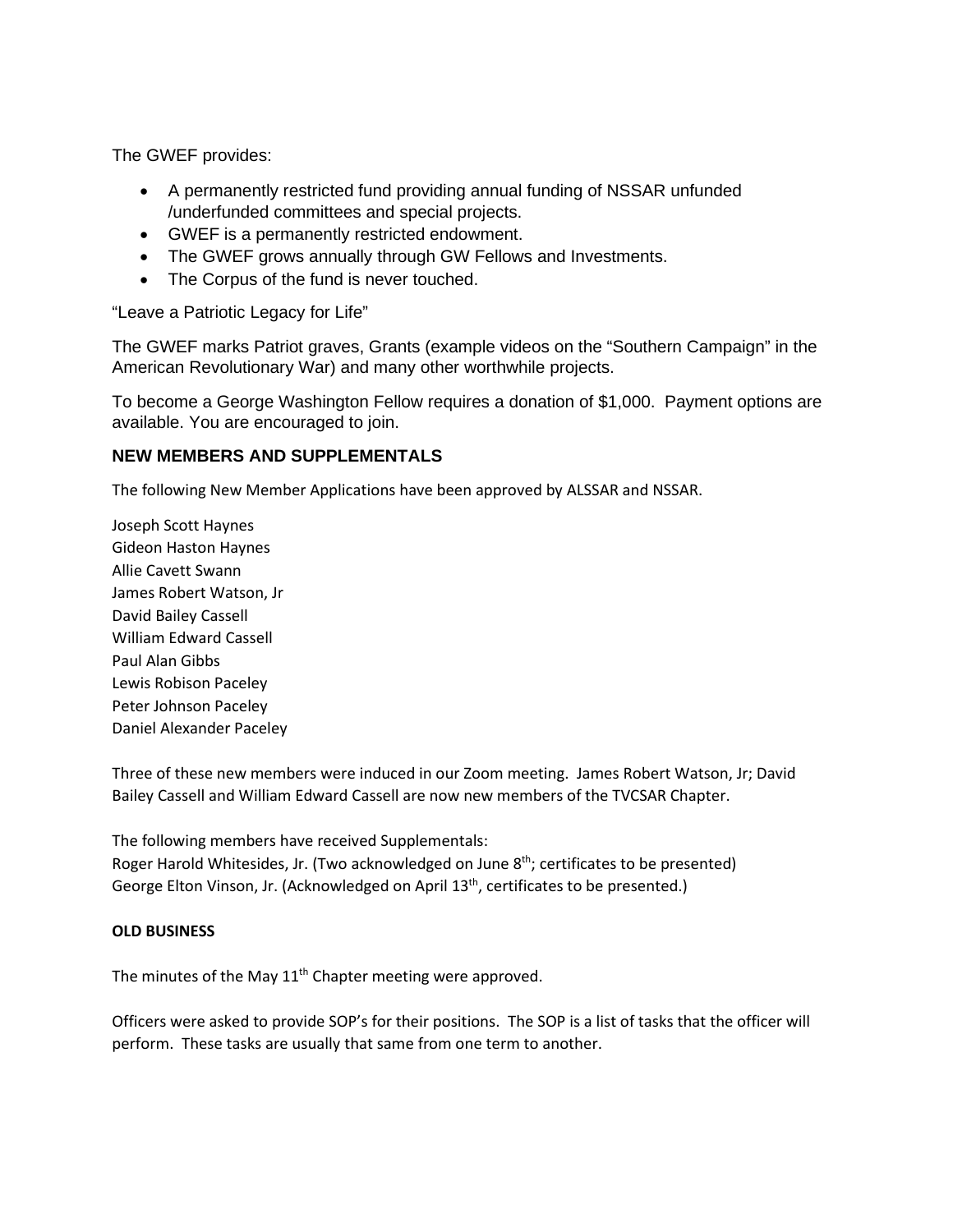The GWEF provides:

- A permanently restricted fund providing annual funding of NSSAR unfunded /underfunded committees and special projects.
- GWEF is a permanently restricted endowment.
- The GWEF grows annually through GW Fellows and Investments.
- The Corpus of the fund is never touched.

"Leave a Patriotic Legacy for Life"

The GWEF marks Patriot graves, Grants (example videos on the "Southern Campaign" in the American Revolutionary War) and many other worthwhile projects.

To become a George Washington Fellow requires a donation of $1,000. Payment options are available. You are encouraged to join.

### NEW MEMBERS AND SUPPLEMENTALS

The following New Member Applications have been approved by ALSSAR and NSSAR.

Joseph Scott Haynes
Gideon Haston Haynes
Allie Cavett Swann
James Robert Watson, Jr
David Bailey Cassell
William Edward Cassell
Paul Alan Gibbs
Lewis Robison Paceley
Peter Johnson Paceley
Daniel Alexander Paceley

Three of these new members were induced in our Zoom meeting. James Robert Watson, Jr; David Bailey Cassell and William Edward Cassell are now new members of the TVCSAR Chapter.

The following members have received Supplementals:
Roger Harold Whitesides, Jr. (Two acknowledged on June 8th; certificates to be presented)
George Elton Vinson, Jr. (Acknowledged on April 13th, certificates to be presented.)

**OLD BUSINESS**

The minutes of the May 11th Chapter meeting were approved.

Officers were asked to provide SOP's for their positions. The SOP is a list of tasks that the officer will perform. These tasks are usually that same from one term to another.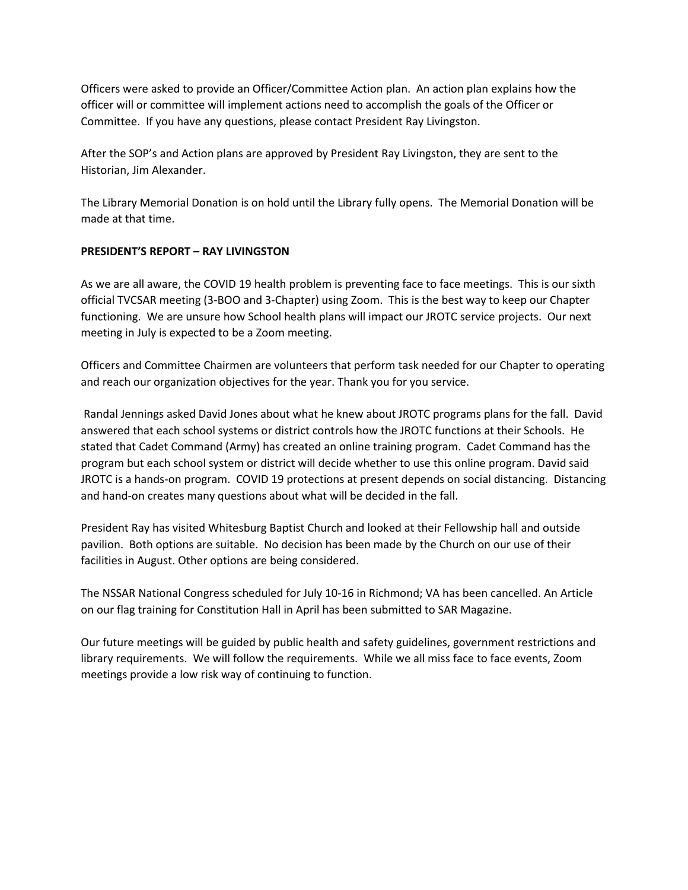Officers were asked to provide an Officer/Committee Action plan. An action plan explains how the officer will or committee will implement actions need to accomplish the goals of the Officer or Committee. If you have any questions, please contact President Ray Livingston.

After the SOP's and Action plans are approved by President Ray Livingston, they are sent to the Historian, Jim Alexander.

The Library Memorial Donation is on hold until the Library fully opens. The Memorial Donation will be made at that time.

**PRESIDENT'S REPORT – RAY LIVINGSTON**

As we are all aware, the COVID 19 health problem is preventing face to face meetings. This is our sixth official TVCSAR meeting (3-BOO and 3-Chapter) using Zoom. This is the best way to keep our Chapter functioning. We are unsure how School health plans will impact our JROTC service projects. Our next meeting in July is expected to be a Zoom meeting.

Officers and Committee Chairmen are volunteers that perform task needed for our Chapter to operating and reach our organization objectives for the year. Thank you for you service.

Randal Jennings asked David Jones about what he knew about JROTC programs plans for the fall. David answered that each school systems or district controls how the JROTC functions at their Schools. He stated that Cadet Command (Army) has created an online training program. Cadet Command has the program but each school system or district will decide whether to use this online program. David said JROTC is a hands-on program. COVID 19 protections at present depends on social distancing. Distancing and hand-on creates many questions about what will be decided in the fall.

President Ray has visited Whitesburg Baptist Church and looked at their Fellowship hall and outside pavilion. Both options are suitable. No decision has been made by the Church on our use of their facilities in August. Other options are being considered.

The NSSAR National Congress scheduled for July 10-16 in Richmond; VA has been cancelled. An Article on our flag training for Constitution Hall in April has been submitted to SAR Magazine.

Our future meetings will be guided by public health and safety guidelines, government restrictions and library requirements. We will follow the requirements. While we all miss face to face events, Zoom meetings provide a low risk way of continuing to function.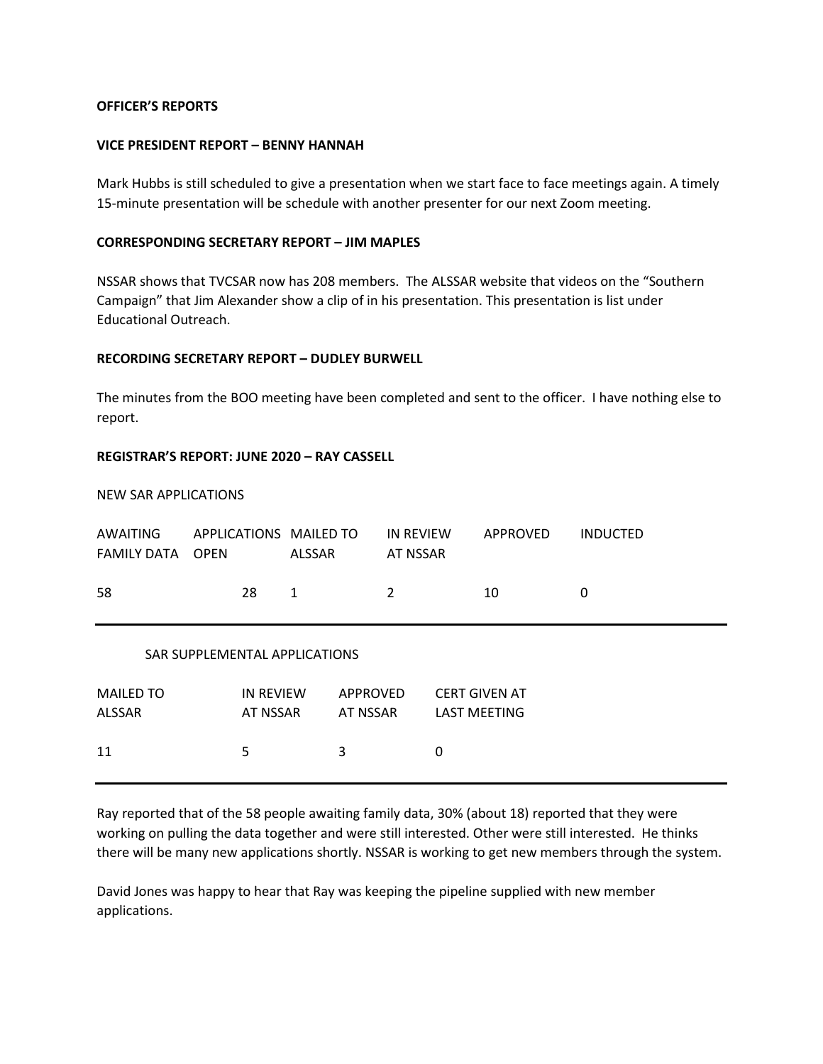**OFFICER'S REPORTS**

**VICE PRESIDENT REPORT – BENNY HANNAH**

Mark Hubbs is still scheduled to give a presentation when we start face to face meetings again. A timely 15-minute presentation will be schedule with another presenter for our next Zoom meeting.

**CORRESPONDING SECRETARY REPORT – JIM MAPLES**

NSSAR shows that TVCSAR now has 208 members. The ALSSAR website that videos on the "Southern Campaign" that Jim Alexander show a clip of in his presentation. This presentation is list under Educational Outreach.

**RECORDING SECRETARY REPORT – DUDLEY BURWELL**

The minutes from the BOO meeting have been completed and sent to the officer. I have nothing else to report.

**REGISTRAR'S REPORT: JUNE 2020 – RAY CASSELL**

NEW SAR APPLICATIONS

| AWAITING FAMILY DATA | APPLICATIONS OPEN | MAILED TO ALSSAR | IN REVIEW AT NSSAR | APPROVED | INDUCTED |
|---|---|---|---|---|---|
| 58 | 28 | 1 | 2 | 10 | 0 |

SAR SUPPLEMENTAL APPLICATIONS

| MAILED TO ALSSAR | IN REVIEW AT NSSAR | APPROVED AT NSSAR | CERT GIVEN AT LAST MEETING |
|---|---|---|---|
| 11 | 5 | 3 | 0 |

Ray reported that of the 58 people awaiting family data, 30% (about 18) reported that they were working on pulling the data together and were still interested. Other were still interested. He thinks there will be many new applications shortly. NSSAR is working to get new members through the system.

David Jones was happy to hear that Ray was keeping the pipeline supplied with new member applications.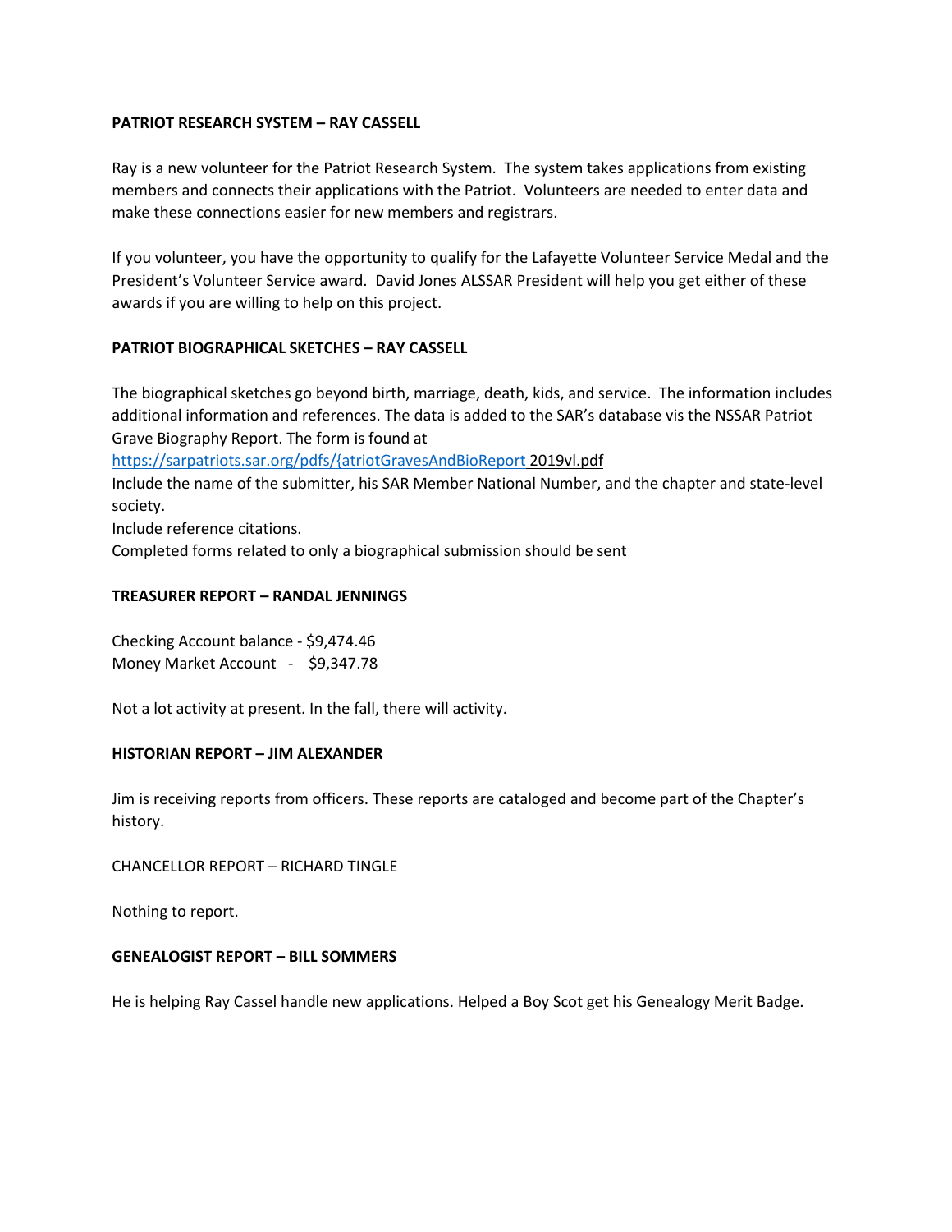**PATRIOT RESEARCH SYSTEM – RAY CASSELL**

Ray is a new volunteer for the Patriot Research System. The system takes applications from existing members and connects their applications with the Patriot. Volunteers are needed to enter data and make these connections easier for new members and registrars.

If you volunteer, you have the opportunity to qualify for the Lafayette Volunteer Service Medal and the President's Volunteer Service award. David Jones ALSSAR President will help you get either of these awards if you are willing to help on this project.

**PATRIOT BIOGRAPHICAL SKETCHES – RAY CASSELL**

The biographical sketches go beyond birth, marriage, death, kids, and service. The information includes additional information and references. The data is added to the SAR's database vis the NSSAR Patriot Grave Biography Report. The form is found at
https://sarpatriots.sar.org/pdfs/{atriotGravesAndBioReport 2019vl.pdf
Include the name of the submitter, his SAR Member National Number, and the chapter and state-level society.
Include reference citations.
Completed forms related to only a biographical submission should be sent

**TREASURER REPORT – RANDAL JENNINGS**

Checking Account balance - $9,474.46
Money Market Account - $9,347.78

Not a lot activity at present. In the fall, there will activity.

**HISTORIAN REPORT – JIM ALEXANDER**

Jim is receiving reports from officers. These reports are cataloged and become part of the Chapter's history.

CHANCELLOR REPORT – RICHARD TINGLE

Nothing to report.

**GENEALOGIST REPORT – BILL SOMMERS**

He is helping Ray Cassel handle new applications. Helped a Boy Scot get his Genealogy Merit Badge.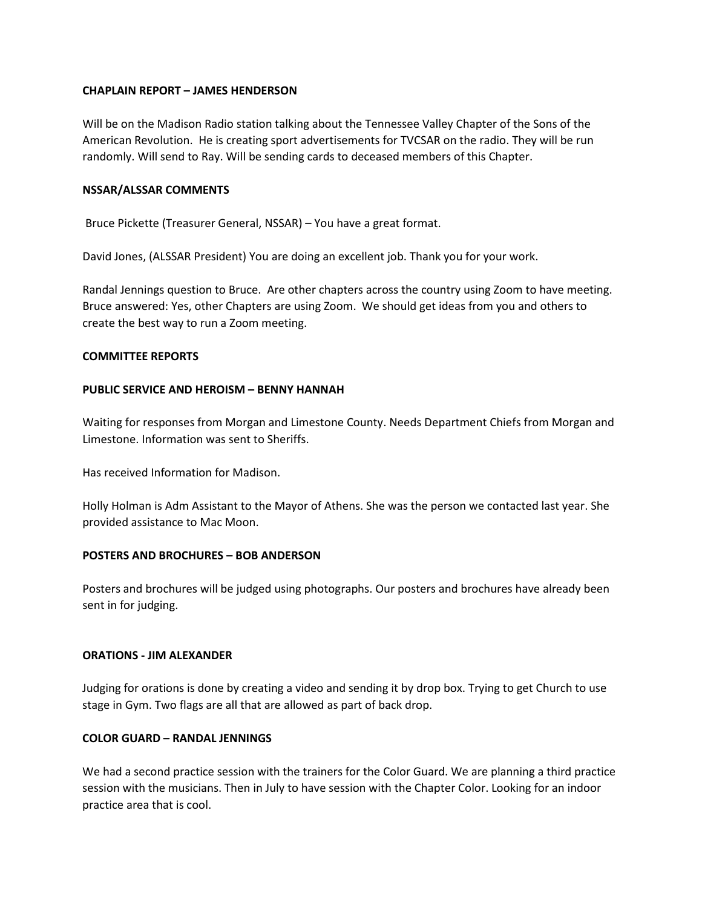**CHAPLAIN REPORT – JAMES HENDERSON**

Will be on the Madison Radio station talking about the Tennessee Valley Chapter of the Sons of the American Revolution. He is creating sport advertisements for TVCSAR on the radio. They will be run randomly. Will send to Ray. Will be sending cards to deceased members of this Chapter.

**NSSAR/ALSSAR COMMENTS**

Bruce Pickette (Treasurer General, NSSAR) – You have a great format.

David Jones, (ALSSAR President) You are doing an excellent job. Thank you for your work.

Randal Jennings question to Bruce. Are other chapters across the country using Zoom to have meeting. Bruce answered: Yes, other Chapters are using Zoom. We should get ideas from you and others to create the best way to run a Zoom meeting.

**COMMITTEE REPORTS**

**PUBLIC SERVICE AND HEROISM – BENNY HANNAH**

Waiting for responses from Morgan and Limestone County. Needs Department Chiefs from Morgan and Limestone. Information was sent to Sheriffs.

Has received Information for Madison.

Holly Holman is Adm Assistant to the Mayor of Athens. She was the person we contacted last year. She provided assistance to Mac Moon.

**POSTERS AND BROCHURES – BOB ANDERSON**

Posters and brochures will be judged using photographs. Our posters and brochures have already been sent in for judging.

**ORATIONS - JIM ALEXANDER**

Judging for orations is done by creating a video and sending it by drop box. Trying to get Church to use stage in Gym. Two flags are all that are allowed as part of back drop.

**COLOR GUARD – RANDAL JENNINGS**

We had a second practice session with the trainers for the Color Guard. We are planning a third practice session with the musicians. Then in July to have session with the Chapter Color. Looking for an indoor practice area that is cool.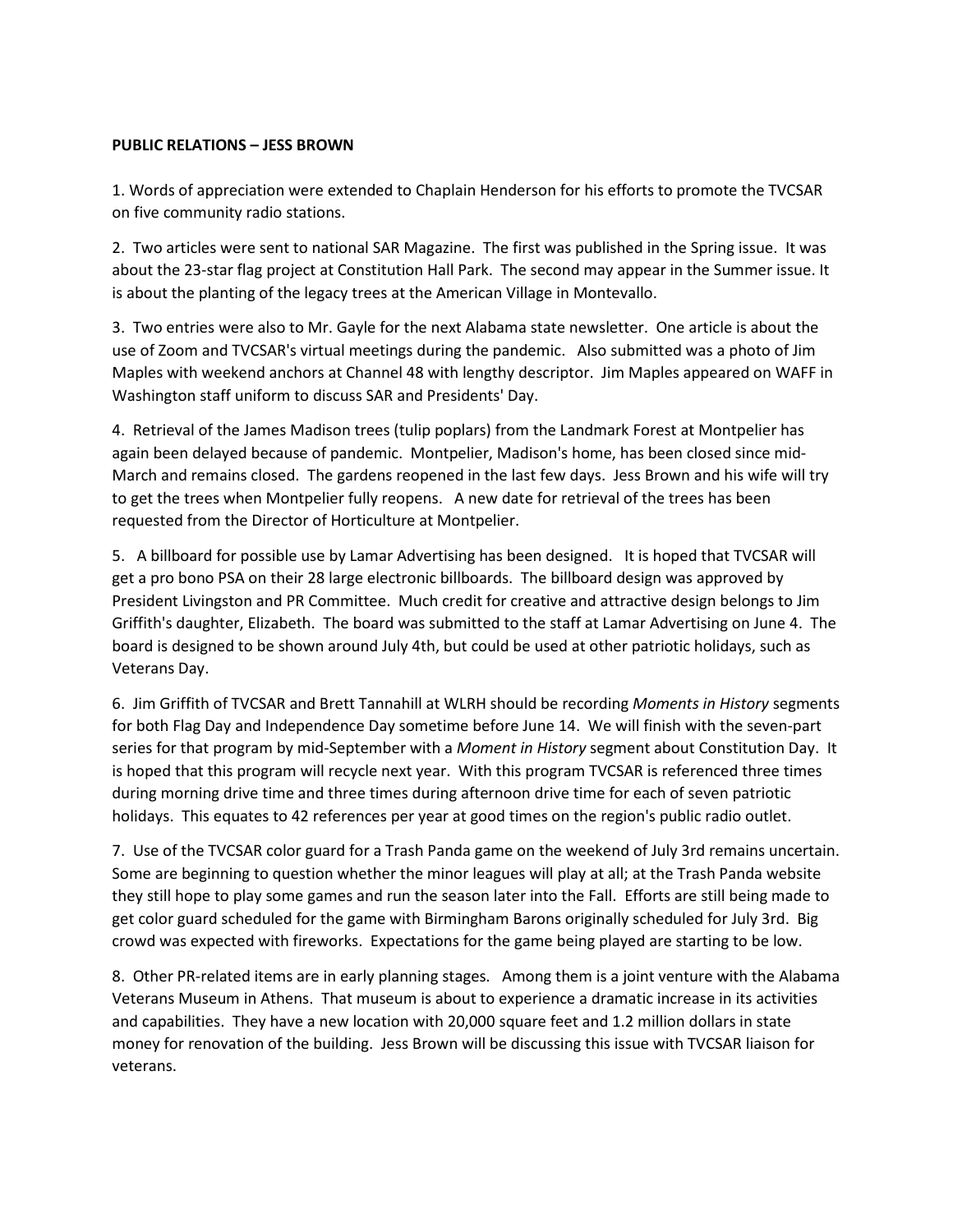**PUBLIC RELATIONS – JESS BROWN**

1. Words of appreciation were extended to Chaplain Henderson for his efforts to promote the TVCSAR on five community radio stations.

2. Two articles were sent to national SAR Magazine. The first was published in the Spring issue. It was about the 23-star flag project at Constitution Hall Park. The second may appear in the Summer issue. It is about the planting of the legacy trees at the American Village in Montevallo.

3. Two entries were also to Mr. Gayle for the next Alabama state newsletter. One article is about the use of Zoom and TVCSAR's virtual meetings during the pandemic. Also submitted was a photo of Jim Maples with weekend anchors at Channel 48 with lengthy descriptor. Jim Maples appeared on WAFF in Washington staff uniform to discuss SAR and Presidents' Day.

4. Retrieval of the James Madison trees (tulip poplars) from the Landmark Forest at Montpelier has again been delayed because of pandemic. Montpelier, Madison's home, has been closed since mid-March and remains closed. The gardens reopened in the last few days. Jess Brown and his wife will try to get the trees when Montpelier fully reopens. A new date for retrieval of the trees has been requested from the Director of Horticulture at Montpelier.

5. A billboard for possible use by Lamar Advertising has been designed. It is hoped that TVCSAR will get a pro bono PSA on their 28 large electronic billboards. The billboard design was approved by President Livingston and PR Committee. Much credit for creative and attractive design belongs to Jim Griffith's daughter, Elizabeth. The board was submitted to the staff at Lamar Advertising on June 4. The board is designed to be shown around July 4th, but could be used at other patriotic holidays, such as Veterans Day.

6. Jim Griffith of TVCSAR and Brett Tannahill at WLRH should be recording *Moments in History* segments for both Flag Day and Independence Day sometime before June 14. We will finish with the seven-part series for that program by mid-September with a *Moment in History* segment about Constitution Day. It is hoped that this program will recycle next year. With this program TVCSAR is referenced three times during morning drive time and three times during afternoon drive time for each of seven patriotic holidays. This equates to 42 references per year at good times on the region's public radio outlet.

7. Use of the TVCSAR color guard for a Trash Panda game on the weekend of July 3rd remains uncertain. Some are beginning to question whether the minor leagues will play at all; at the Trash Panda website they still hope to play some games and run the season later into the Fall. Efforts are still being made to get color guard scheduled for the game with Birmingham Barons originally scheduled for July 3rd. Big crowd was expected with fireworks. Expectations for the game being played are starting to be low.

8. Other PR-related items are in early planning stages. Among them is a joint venture with the Alabama Veterans Museum in Athens. That museum is about to experience a dramatic increase in its activities and capabilities. They have a new location with 20,000 square feet and 1.2 million dollars in state money for renovation of the building. Jess Brown will be discussing this issue with TVCSAR liaison for veterans.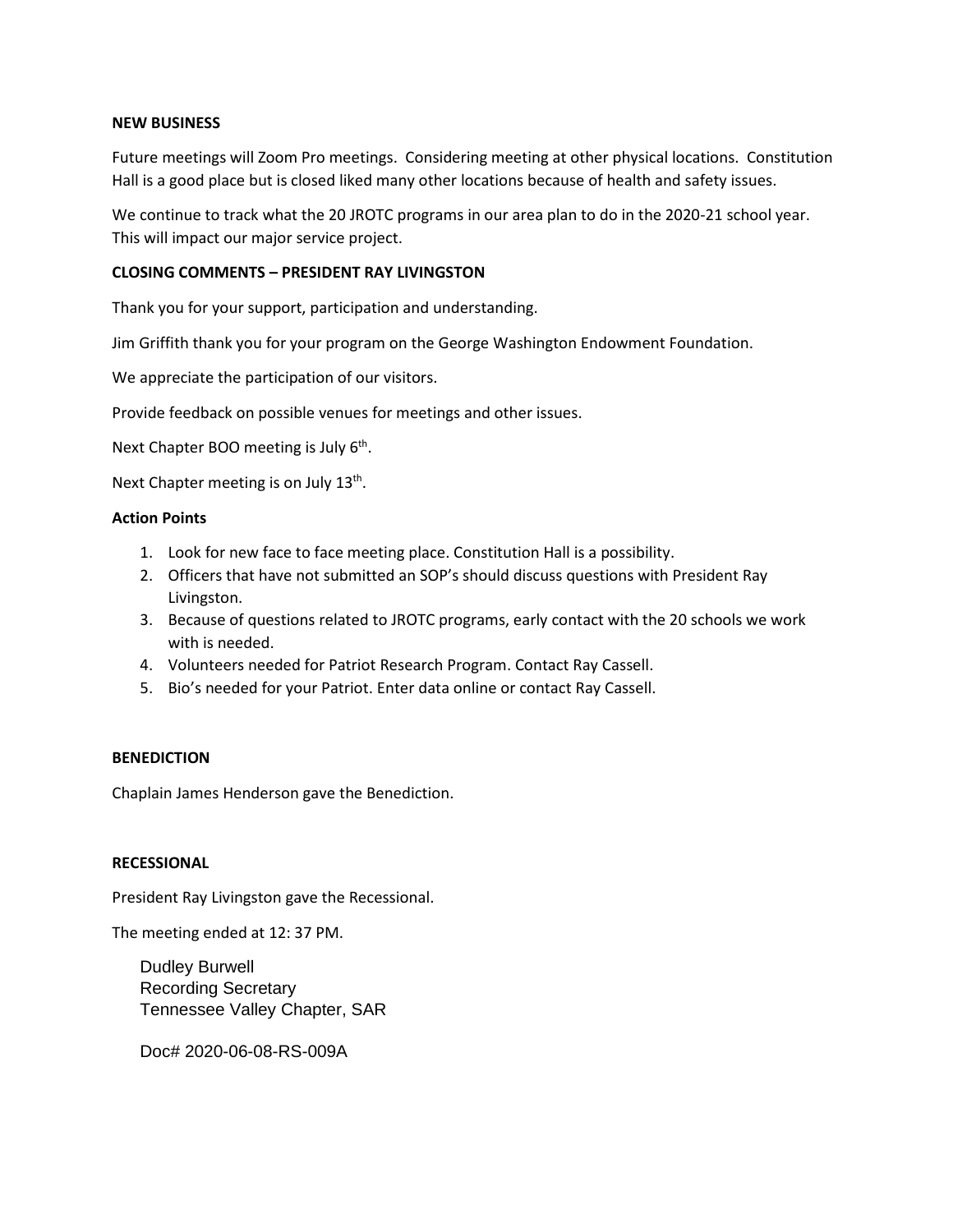**NEW BUSINESS**

Future meetings will Zoom Pro meetings. Considering meeting at other physical locations. Constitution Hall is a good place but is closed liked many other locations because of health and safety issues.

We continue to track what the 20 JROTC programs in our area plan to do in the 2020-21 school year. This will impact our major service project.

**CLOSING COMMENTS – PRESIDENT RAY LIVINGSTON**

Thank you for your support, participation and understanding.

Jim Griffith thank you for your program on the George Washington Endowment Foundation.

We appreciate the participation of our visitors.

Provide feedback on possible venues for meetings and other issues.

Next Chapter BOO meeting is July 6th.

Next Chapter meeting is on July 13th.

**Action Points**

1. Look for new face to face meeting place. Constitution Hall is a possibility.
2. Officers that have not submitted an SOP's should discuss questions with President Ray Livingston.
3. Because of questions related to JROTC programs, early contact with the 20 schools we work with is needed.
4. Volunteers needed for Patriot Research Program. Contact Ray Cassell.
5. Bio's needed for your Patriot. Enter data online or contact Ray Cassell.

**BENEDICTION**

Chaplain James Henderson gave the Benediction.

**RECESSIONAL**

President Ray Livingston gave the Recessional.

The meeting ended at 12: 37 PM.

Dudley Burwell
Recording Secretary
Tennessee Valley Chapter, SAR

Doc# 2020-06-08-RS-009A